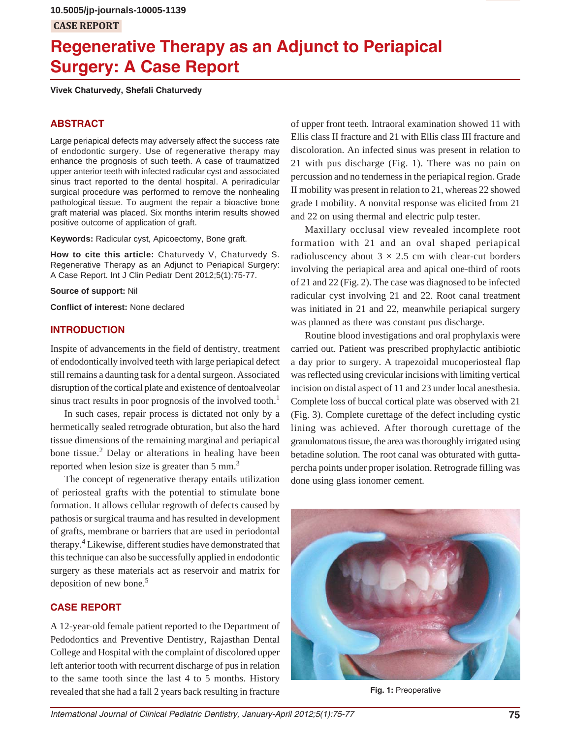10.5005/jp-journals-10005-1139

CASE REPORT

# Regenerative Therapy as an Adjunct to Periapical Surgery: A Case Report

**Vivek Chaturvedy, Shefali Chaturvedy**

## ABSTRACT

Large periapical defects may adversely affect the success rate of endodontic surgery. Use of regenerative therapy may enhance the prognosis of such teeth. A case of traumatized upper anterior teeth with infected radicular cyst and associated sinus tract reported to the dental hospital. A periradicular surgical procedure was performed to remove the nonhealing pathological tissue. To augment the repair a bioactive bone graft material was placed. Six months interim results showed positive outcome of application of graft.

**Keywords:** Radicular cyst, Apicoectomy, Bone graft.

**How to cite this article:** Chaturvedy V, Chaturvedy S. Regenerative Therapy as an Adjunct to Periapical Surgery: A Case Report. Int J Clin Pediatr Dent 2012;5(1):75-77.

**Source of support:** Nil

**Conflict of interest:** None declared

## INTRODUCTION

Inspite of advancements in the field of dentistry, treatment of endodontically involved teeth with large periapical defect still remains a daunting task for a dental surgeon. Associated disruption of the cortical plate and existence of dentoalveolar sinus tract results in poor prognosis of the involved tooth.[1]

In such cases, repair process is dictated not only by a hermetically sealed retrograde obturation, but also the hard tissue dimensions of the remaining marginal and periapical bone tissue.[2] Delay or alterations in healing have been reported when lesion size is greater than 5 mm.[3]

The concept of regenerative therapy entails utilization of periosteal grafts with the potential to stimulate bone formation. It allows cellular regrowth of defects caused by pathosis or surgical trauma and has resulted in development of grafts, membrane or barriers that are used in periodontal therapy.[4] Likewise, different studies have demonstrated that this technique can also be successfully applied in endodontic surgery as these materials act as reservoir and matrix for deposition of new bone.[5]

## CASE REPORT

A 12-year-old female patient reported to the Department of Pedodontics and Preventive Dentistry, Rajasthan Dental College and Hospital with the complaint of discolored upper left anterior tooth with recurrent discharge of pus in relation to the same tooth since the last 4 to 5 months. History revealed that she had a fall 2 years back resulting in fracture of upper front teeth. Intraoral examination showed 11 with Ellis class II fracture and 21 with Ellis class III fracture and discoloration. An infected sinus was present in relation to 21 with pus discharge (Fig. 1). There was no pain on percussion and no tenderness in the periapical region. Grade II mobility was present in relation to 21, whereas 22 showed grade I mobility. A nonvital response was elicited from 21 and 22 on using thermal and electric pulp tester.

Maxillary occlusal view revealed incomplete root formation with 21 and an oval shaped periapical radioluscency about 3 × 2.5 cm with clear-cut borders involving the periapical area and apical one-third of roots of 21 and 22 (Fig. 2). The case was diagnosed to be infected radicular cyst involving 21 and 22. Root canal treatment was initiated in 21 and 22, meanwhile periapical surgery was planned as there was constant pus discharge.

Routine blood investigations and oral prophylaxis were carried out. Patient was prescribed prophylactic antibiotic a day prior to surgery. A trapezoidal mucoperiosteal flap was reflected using crevicular incisions with limiting vertical incision on distal aspect of 11 and 23 under local anesthesia. Complete loss of buccal cortical plate was observed with 21 (Fig. 3). Complete curettage of the defect including cystic lining was achieved. After thorough curettage of the granulomatous tissue, the area was thoroughly irrigated using betadine solution. The root canal was obturated with gutta-percha points under proper isolation. Retrograde filling was done using glass ionomer cement.

**Fig. 1:** Preoperative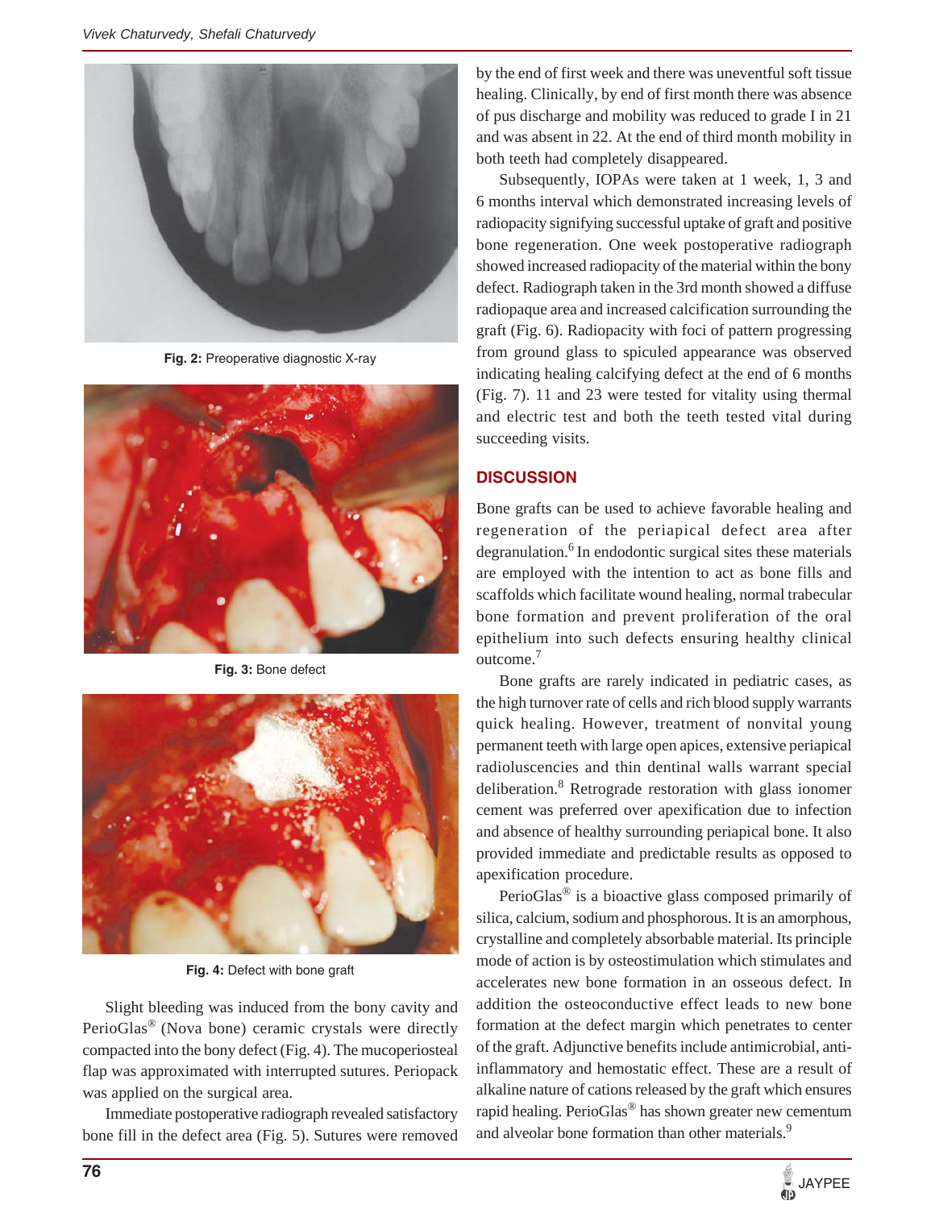Fig. 2: Preoperative diagnostic X-ray

Fig. 3: Bone defect

Fig. 4: Defect with bone graft

Slight bleeding was induced from the bony cavity and PerioGlas® (Nova bone) ceramic crystals were directly compacted into the bony defect (Fig. 4). The mucoperiosteal flap was approximated with interrupted sutures. Periopack was applied on the surgical area.

Immediate postoperative radiograph revealed satisfactory bone fill in the defect area (Fig. 5). Sutures were removed by the end of first week and there was uneventful soft tissue healing. Clinically, by end of first month there was absence of pus discharge and mobility was reduced to grade I in 21 and was absent in 22. At the end of third month mobility in both teeth had completely disappeared.

Subsequently, IOPAs were taken at 1 week, 1, 3 and 6 months interval which demonstrated increasing levels of radiopacity signifying successful uptake of graft and positive bone regeneration. One week postoperative radiograph showed increased radiopacity of the material within the bony defect. Radiograph taken in the 3rd month showed a diffuse radiopaque area and increased calcification surrounding the graft (Fig. 6). Radiopacity with foci of pattern progressing from ground glass to spiculed appearance was observed indicating healing calcifying defect at the end of 6 months (Fig. 7). 11 and 23 were tested for vitality using thermal and electric test and both the teeth tested vital during succeeding visits.

## DISCUSSION

Bone grafts can be used to achieve favorable healing and regeneration of the periapical defect area after degranulation.[6] In endodontic surgical sites these materials are employed with the intention to act as bone fills and scaffolds which facilitate wound healing, normal trabecular bone formation and prevent proliferation of the oral epithelium into such defects ensuring healthy clinical outcome.[7]

Bone grafts are rarely indicated in pediatric cases, as the high turnover rate of cells and rich blood supply warrants quick healing. However, treatment of nonvital young permanent teeth with large open apices, extensive periapical radiolucencies and thin dentinal walls warrant special deliberation.[8] Retrograde restoration with glass ionomer cement was preferred over apexification due to infection and absence of healthy surrounding periapical bone. It also provided immediate and predictable results as opposed to apexification procedure.

PerioGlas® is a bioactive glass composed primarily of silica, calcium, sodium and phosphorous. It is an amorphous, crystalline and completely absorbable material. Its principle mode of action is by osteostimulation which stimulates and accelerates new bone formation in an osseous defect. In addition the osteoconductive effect leads to new bone formation at the defect margin which penetrates to center of the graft. Adjunctive benefits include antimicrobial, anti-inflammatory and hemostatic effect. These are a result of alkaline nature of cations released by the graft which ensures rapid healing. PerioGlas® has shown greater new cementum and alveolar bone formation than other materials.[9]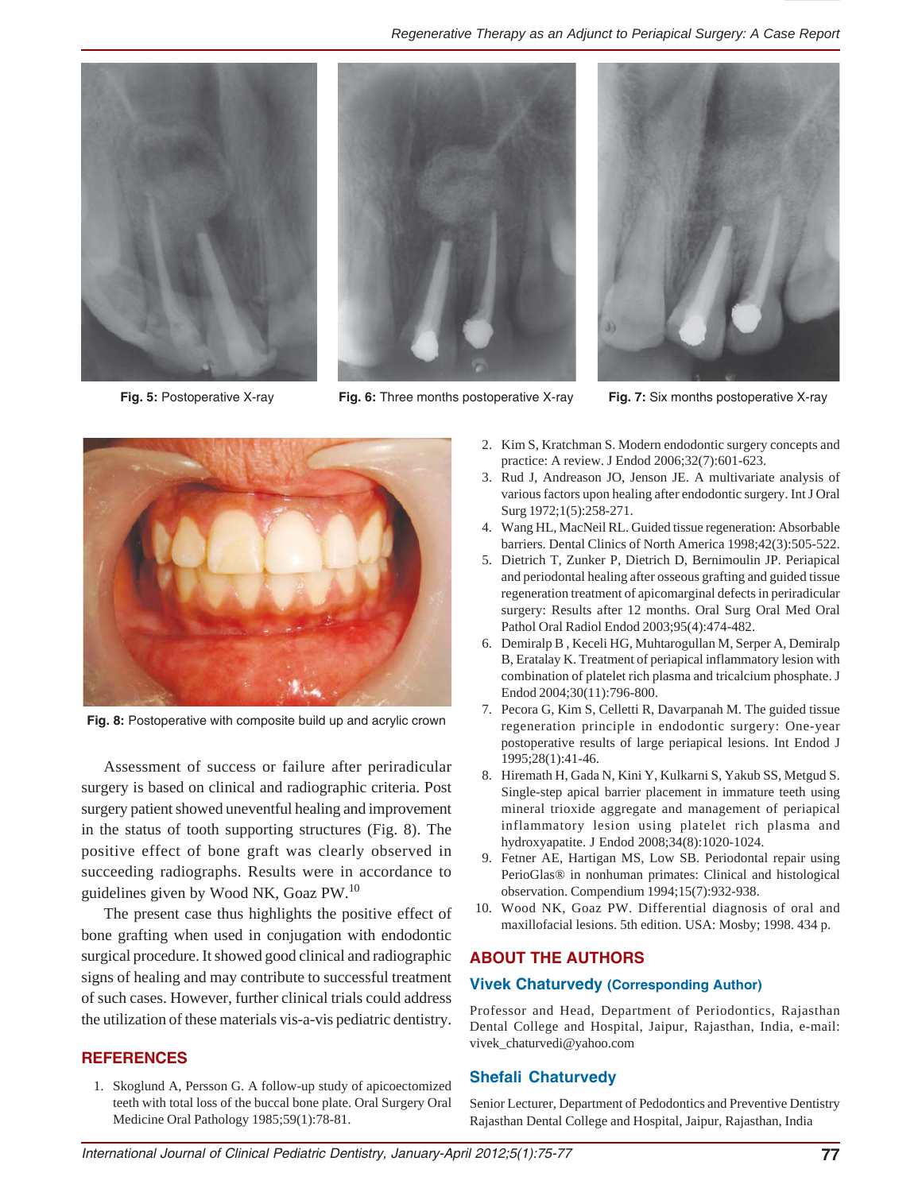Fig. 5: Postoperative X-ray

Fig. 6: Three months postoperative X-ray

Fig. 7: Six months postoperative X-ray

Fig. 8: Postoperative with composite build up and acrylic crown

Assessment of success or failure after periradicular surgery is based on clinical and radiographic criteria. Post surgery patient showed uneventful healing and improvement in the status of tooth supporting structures (Fig. 8). The positive effect of bone graft was clearly observed in succeeding radiographs. Results were in accordance to guidelines given by Wood NK, Goaz PW.[10]

The present case thus highlights the positive effect of bone grafting when used in conjugation with endodontic surgical procedure. It showed good clinical and radiographic signs of healing and may contribute to successful treatment of such cases. However, further clinical trials could address the utilization of these materials vis-a-vis pediatric dentistry.

## REFERENCES

1. Skoglund A, Persson G. A follow-up study of apicoectomized teeth with total loss of the buccal bone plate. Oral Surgery Oral Medicine Oral Pathology 1985;59(1):78-81.
2. Kim S, Kratchman S. Modern endodontic surgery concepts and practice: A review. J Endod 2006;32(7):601-623.
3. Rud J, Andreason JO, Jenson JE. A multivariate analysis of various factors upon healing after endodontic surgery. Int J Oral Surg 1972;1(5):258-271.
4. Wang HL, MacNeil RL. Guided tissue regeneration: Absorbable barriers. Dental Clinics of North America 1998;42(3):505-522.
5. Dietrich T, Zunker P, Dietrich D, Bernimoulin JP. Periapical and periodontal healing after osseous grafting and guided tissue regeneration treatment of apicomarginal defects in periradicular surgery: Results after 12 months. Oral Surg Oral Med Oral Pathol Oral Radiol Endod 2003;95(4):474-482.
6. Demiralp B , Keceli HG, Muhtarogullan M, Serper A, Demiralp B, Eratalay K. Treatment of periapical inflammatory lesion with combination of platelet rich plasma and tricalcium phosphate. J Endod 2004;30(11):796-800.
7. Pecora G, Kim S, Celletti R, Davarpanah M. The guided tissue regeneration principle in endodontic surgery: One-year postoperative results of large periapical lesions. Int Endod J 1995;28(1):41-46.
8. Hiremath H, Gada N, Kini Y, Kulkarni S, Yakub SS, Metgud S. Single-step apical barrier placement in immature teeth using mineral trioxide aggregate and management of periapical inflammatory lesion using platelet rich plasma and hydroxyapatite. J Endod 2008;34(8):1020-1024.
9. Fetner AE, Hartigan MS, Low SB. Periodontal repair using PerioGlas® in nonhuman primates: Clinical and histological observation. Compendium 1994;15(7):932-938.
10. Wood NK, Goaz PW. Differential diagnosis of oral and maxillofacial lesions. 5th edition. USA: Mosby; 1998. 434 p.

## ABOUT THE AUTHORS

### Vivek Chaturvedy (Corresponding Author)

Professor and Head, Department of Periodontics, Rajasthan Dental College and Hospital, Jaipur, Rajasthan, India, e-mail: vivek_chaturvedi@yahoo.com

### Shefali Chaturvedy

Senior Lecturer, Department of Pedodontics and Preventive Dentistry Rajasthan Dental College and Hospital, Jaipur, Rajasthan, India